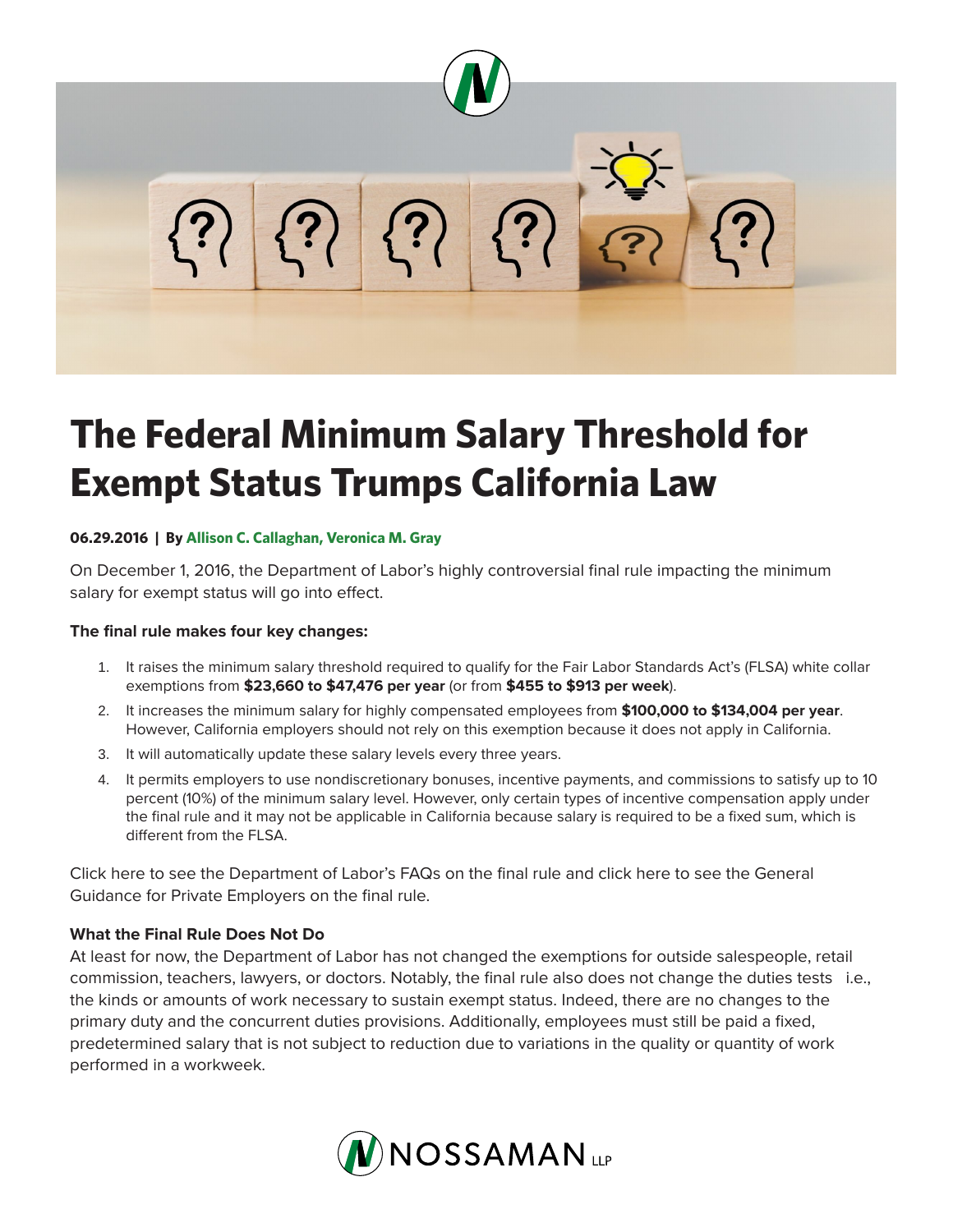# The Federal Minimum Salary Threshold for Exempt Status Trumps California Law

**06.29.2016 | By Allison C. Callaghan, Veronica M. Gray**

On December 1, 2016, the Department of Labor's highly controversial final rule impacting the minimum salary for exempt status will go into effect.

**The final rule makes four key changes:**

1. It raises the minimum salary threshold required to qualify for the Fair Labor Standards Act's (FLSA) white collar exemptions from **$23,660 to $47,476 per year** (or from **$455 to $913 per week**).
2. It increases the minimum salary for highly compensated employees from **$100,000 to $134,004 per year**. However, California employers should not rely on this exemption because it does not apply in California.
3. It will automatically update these salary levels every three years.
4. It permits employers to use nondiscretionary bonuses, incentive payments, and commissions to satisfy up to 10 percent (10%) of the minimum salary level. However, only certain types of incentive compensation apply under the final rule and it may not be applicable in California because salary is required to be a fixed sum, which is different from the FLSA.

Click here to see the Department of Labor's FAQs on the final rule and click here to see the General Guidance for Private Employers on the final rule.

**What the Final Rule Does Not Do**

At least for now, the Department of Labor has not changed the exemptions for outside salespeople, retail commission, teachers, lawyers, or doctors. Notably, the final rule also does not change the duties tests i.e., the kinds or amounts of work necessary to sustain exempt status. Indeed, there are no changes to the primary duty and the concurrent duties provisions. Additionally, employees must still be paid a fixed, predetermined salary that is not subject to reduction due to variations in the quality or quantity of work performed in a workweek.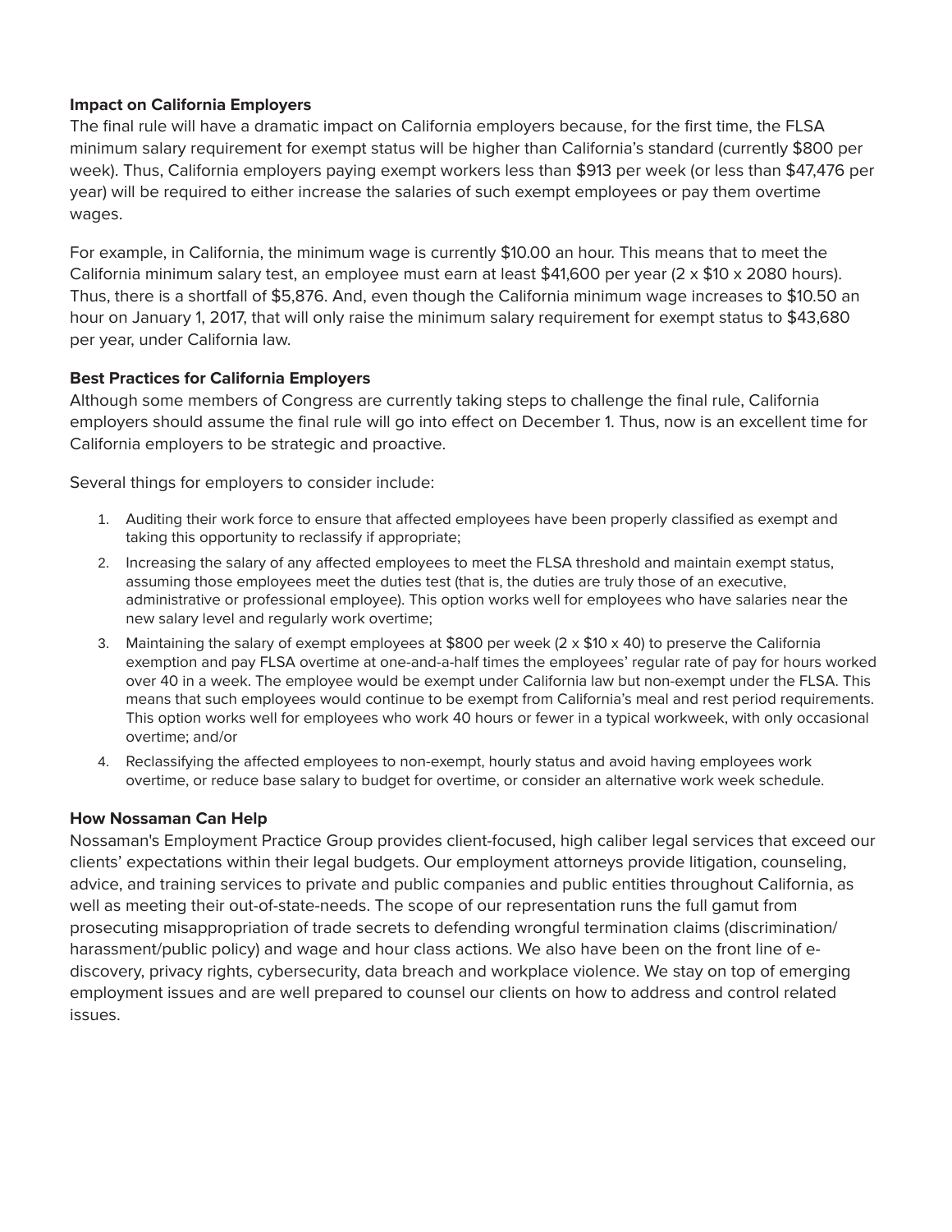**Impact on California Employers**

The final rule will have a dramatic impact on California employers because, for the first time, the FLSA minimum salary requirement for exempt status will be higher than California's standard (currently $800 per week). Thus, California employers paying exempt workers less than $913 per week (or less than $47,476 per year) will be required to either increase the salaries of such exempt employees or pay them overtime wages.

For example, in California, the minimum wage is currently $10.00 an hour. This means that to meet the California minimum salary test, an employee must earn at least $41,600 per year (2 x $10 x 2080 hours). Thus, there is a shortfall of $5,876. And, even though the California minimum wage increases to $10.50 an hour on January 1, 2017, that will only raise the minimum salary requirement for exempt status to $43,680 per year, under California law.

**Best Practices for California Employers**

Although some members of Congress are currently taking steps to challenge the final rule, California employers should assume the final rule will go into effect on December 1. Thus, now is an excellent time for California employers to be strategic and proactive.

Several things for employers to consider include:

1. Auditing their work force to ensure that affected employees have been properly classified as exempt and taking this opportunity to reclassify if appropriate;
2. Increasing the salary of any affected employees to meet the FLSA threshold and maintain exempt status, assuming those employees meet the duties test (that is, the duties are truly those of an executive, administrative or professional employee). This option works well for employees who have salaries near the new salary level and regularly work overtime;
3. Maintaining the salary of exempt employees at $800 per week (2 x $10 x 40) to preserve the California exemption and pay FLSA overtime at one-and-a-half times the employees' regular rate of pay for hours worked over 40 in a week. The employee would be exempt under California law but non-exempt under the FLSA. This means that such employees would continue to be exempt from California's meal and rest period requirements. This option works well for employees who work 40 hours or fewer in a typical workweek, with only occasional overtime; and/or
4. Reclassifying the affected employees to non-exempt, hourly status and avoid having employees work overtime, or reduce base salary to budget for overtime, or consider an alternative work week schedule.

**How Nossaman Can Help**

Nossaman's Employment Practice Group provides client-focused, high caliber legal services that exceed our clients' expectations within their legal budgets. Our employment attorneys provide litigation, counseling, advice, and training services to private and public companies and public entities throughout California, as well as meeting their out-of-state-needs. The scope of our representation runs the full gamut from prosecuting misappropriation of trade secrets to defending wrongful termination claims (discrimination/harassment/public policy) and wage and hour class actions. We also have been on the front line of e-discovery, privacy rights, cybersecurity, data breach and workplace violence. We stay on top of emerging employment issues and are well prepared to counsel our clients on how to address and control related issues.